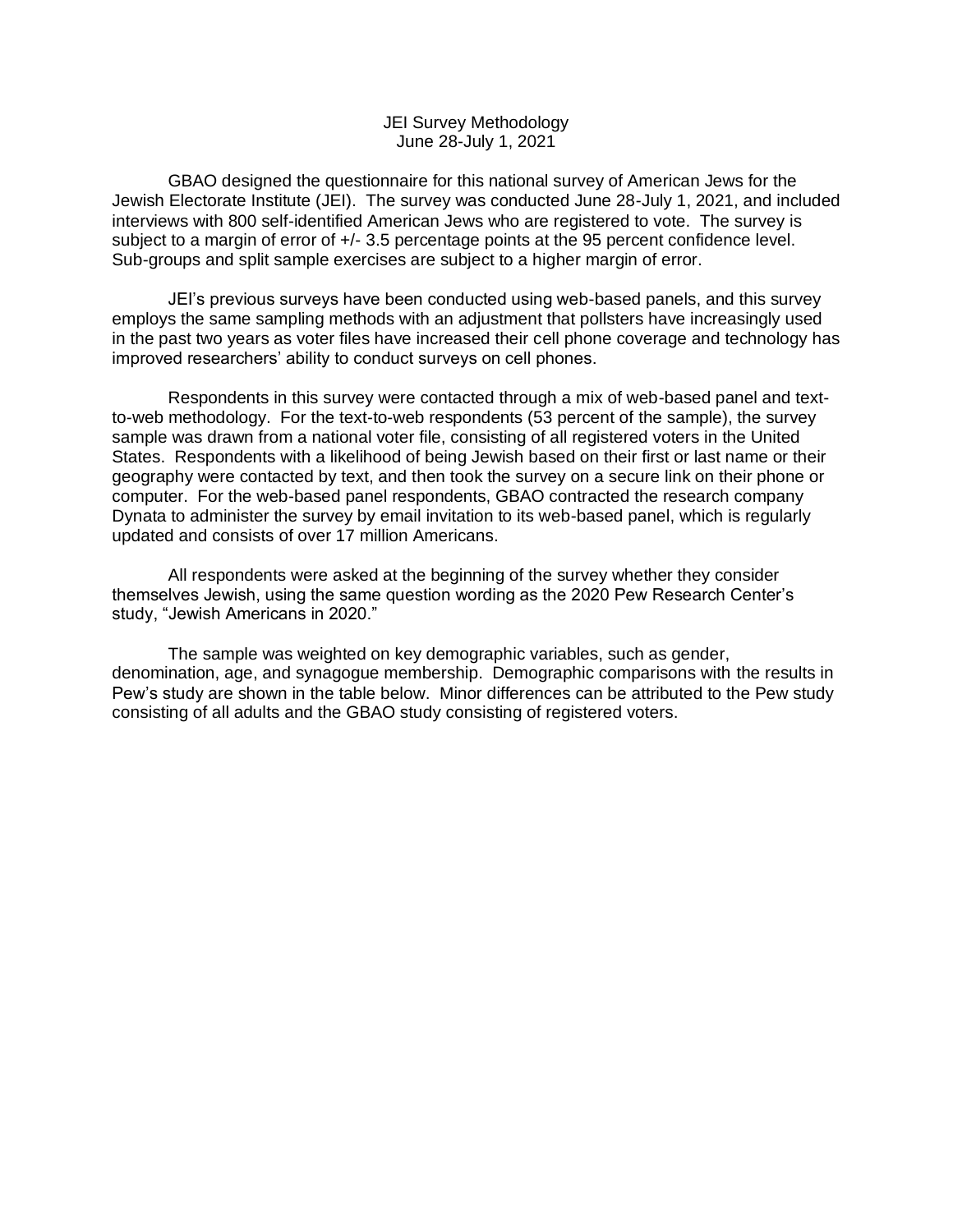# JEI Survey Methodology

June 28-July 1, 2021

GBAO designed the questionnaire for this national survey of American Jews for the Jewish Electorate Institute (JEI). The survey was conducted June 28-July 1, 2021, and included interviews with 800 self-identified American Jews who are registered to vote. The survey is subject to a margin of error of +/- 3.5 percentage points at the 95 percent confidence level. Sub-groups and split sample exercises are subject to a higher margin of error.

JEI's previous surveys have been conducted using web-based panels, and this survey employs the same sampling methods with an adjustment that pollsters have increasingly used in the past two years as voter files have increased their cell phone coverage and technology has improved researchers' ability to conduct surveys on cell phones.

Respondents in this survey were contacted through a mix of web-based panel and text-to-web methodology. For the text-to-web respondents (53 percent of the sample), the survey sample was drawn from a national voter file, consisting of all registered voters in the United States. Respondents with a likelihood of being Jewish based on their first or last name or their geography were contacted by text, and then took the survey on a secure link on their phone or computer. For the web-based panel respondents, GBAO contracted the research company Dynata to administer the survey by email invitation to its web-based panel, which is regularly updated and consists of over 17 million Americans.

All respondents were asked at the beginning of the survey whether they consider themselves Jewish, using the same question wording as the 2020 Pew Research Center's study, "Jewish Americans in 2020."

The sample was weighted on key demographic variables, such as gender, denomination, age, and synagogue membership. Demographic comparisons with the results in Pew's study are shown in the table below. Minor differences can be attributed to the Pew study consisting of all adults and the GBAO study consisting of registered voters.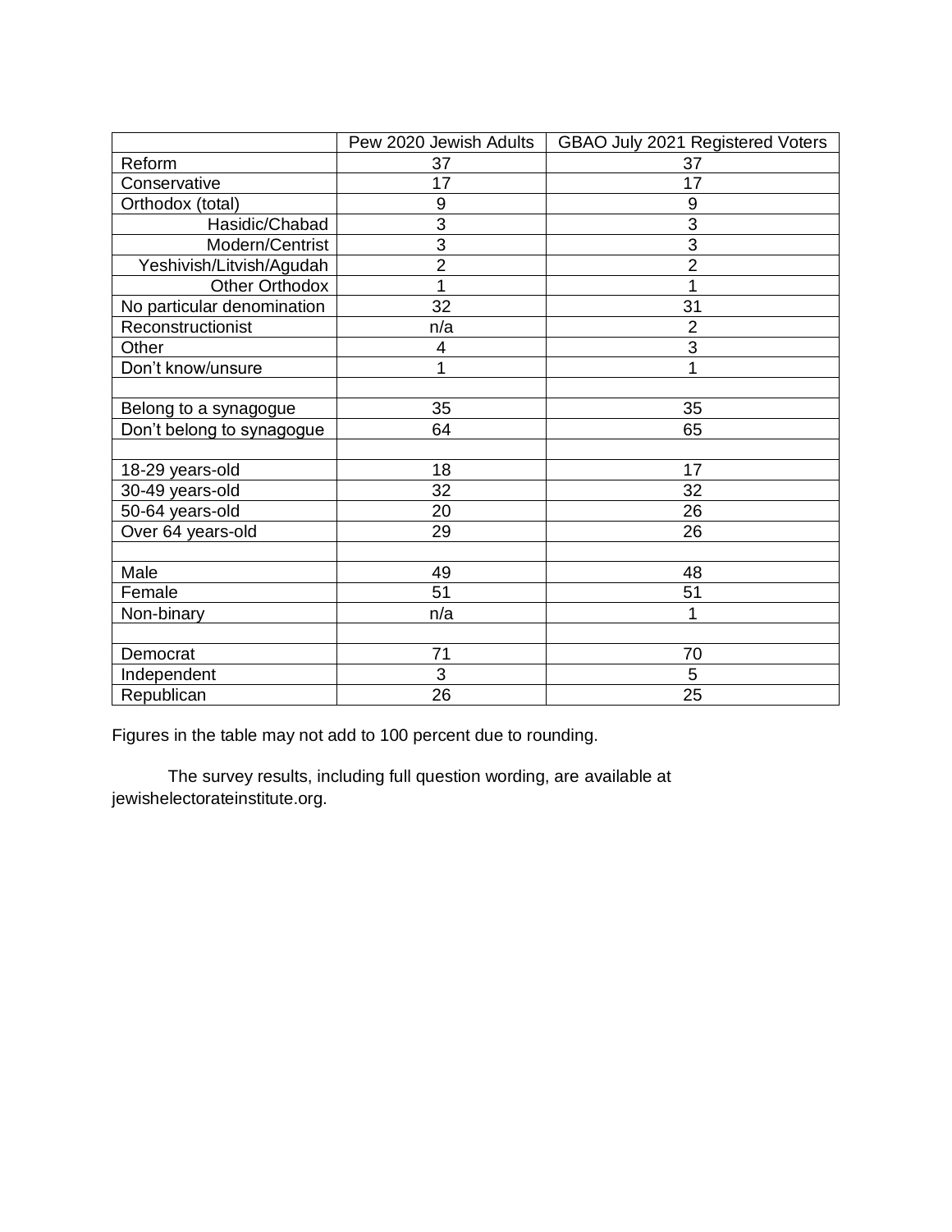| | Pew 2020 Jewish Adults | GBAO July 2021 Registered Voters |
|---|---|---|
| Reform | 37 | 37 |
| Conservative | 17 | 17 |
| Orthodox (total) | 9 | 9 |
| Hasidic/Chabad | 3 | 3 |
| Modern/Centrist | 3 | 3 |
| Yeshivish/Litvish/Agudah | 2 | 2 |
| Other Orthodox | 1 | 1 |
| No particular denomination | 32 | 31 |
| Reconstructionist | n/a | 2 |
| Other | 4 | 3 |
| Don't know/unsure | 1 | 1 |
| | | |
| Belong to a synagogue | 35 | 35 |
| Don't belong to synagogue | 64 | 65 |
| | | |
| 18-29 years-old | 18 | 17 |
| 30-49 years-old | 32 | 32 |
| 50-64 years-old | 20 | 26 |
| Over 64 years-old | 29 | 26 |
| | | |
| Male | 49 | 48 |
| Female | 51 | 51 |
| Non-binary | n/a | 1 |
| | | |
| Democrat | 71 | 70 |
| Independent | 3 | 5 |
| Republican | 26 | 25 |

Figures in the table may not add to 100 percent due to rounding.

The survey results, including full question wording, are available at jewishelectorateinstitute.org.